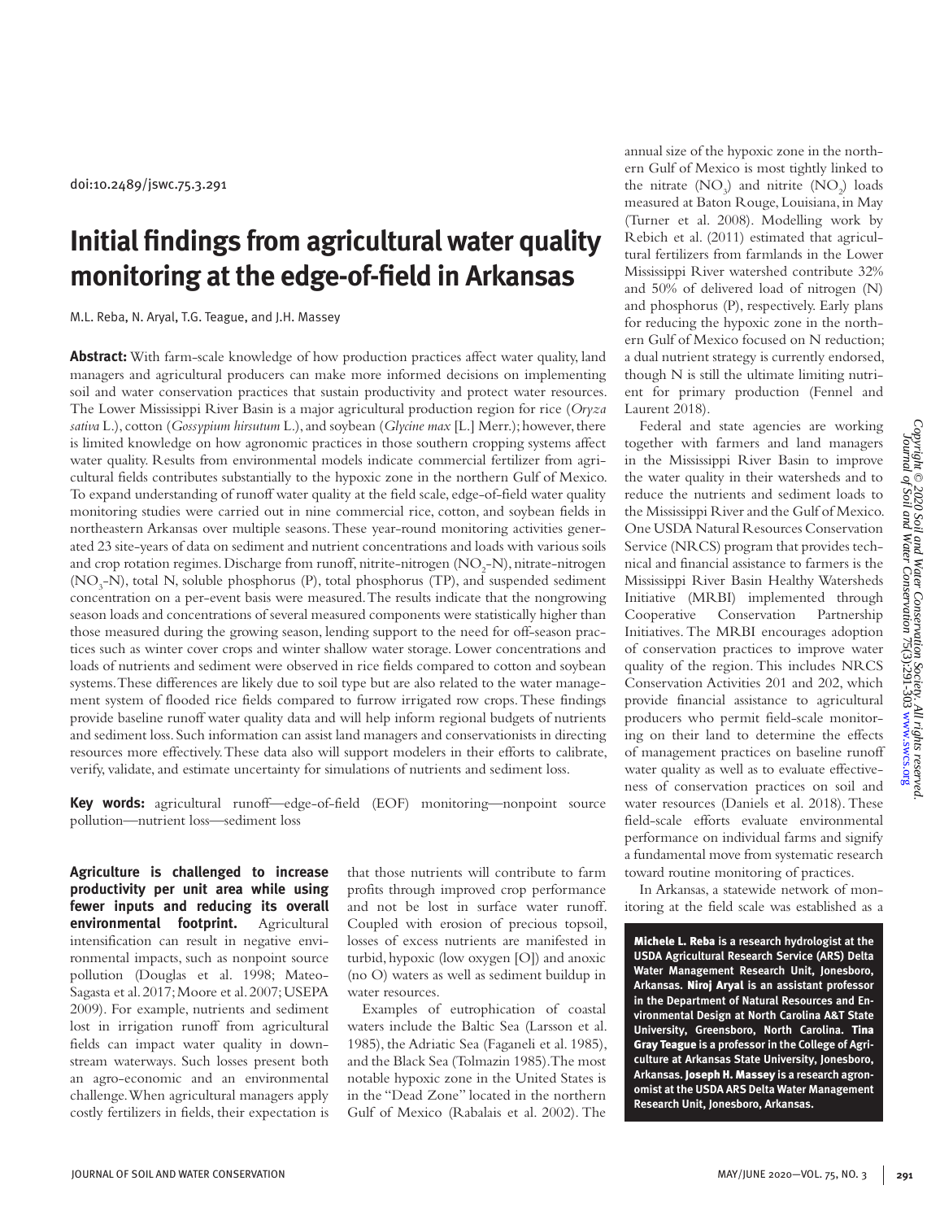doi:10.2489/jswc.75.3.291

# Initial findings from agricultural water quality monitoring at the edge-of-field in Arkansas

M.L. Reba, N. Aryal, T.G. Teague, and J.H. Massey

**Abstract:** With farm-scale knowledge of how production practices affect water quality, land managers and agricultural producers can make more informed decisions on implementing soil and water conservation practices that sustain productivity and protect water resources. The Lower Mississippi River Basin is a major agricultural production region for rice (*Oryza sativa* L.), cotton (*Gossypium hirsutum* L.), and soybean (*Glycine max* [L.] Merr.); however, there is limited knowledge on how agronomic practices in those southern cropping systems affect water quality. Results from environmental models indicate commercial fertilizer from agricultural fields contributes substantially to the hypoxic zone in the northern Gulf of Mexico. To expand understanding of runoff water quality at the field scale, edge-of-field water quality monitoring studies were carried out in nine commercial rice, cotton, and soybean fields in northeastern Arkansas over multiple seasons. These year-round monitoring activities generated 23 site-years of data on sediment and nutrient concentrations and loads with various soils and crop rotation regimes. Discharge from runoff, nitrite-nitrogen ($NO_2$-N), nitrate-nitrogen ($NO_3$-N), total N, soluble phosphorus (P), total phosphorus (TP), and suspended sediment concentration on a per-event basis were measured. The results indicate that the nongrowing season loads and concentrations of several measured components were statistically higher than those measured during the growing season, lending support to the need for off-season practices such as winter cover crops and winter shallow water storage. Lower concentrations and loads of nutrients and sediment were observed in rice fields compared to cotton and soybean systems. These differences are likely due to soil type but are also related to the water management system of flooded rice fields compared to furrow irrigated row crops. These findings provide baseline runoff water quality data and will help inform regional budgets of nutrients and sediment loss. Such information can assist land managers and conservationists in directing resources more effectively. These data also will support modelers in their efforts to calibrate, verify, validate, and estimate uncertainty for simulations of nutrients and sediment loss.

**Key words:** agricultural runoff—edge-of-field (EOF) monitoring—nonpoint source pollution—nutrient loss—sediment loss

**Agriculture is challenged to increase productivity per unit area while using fewer inputs and reducing its overall environmental footprint.** Agricultural intensification can result in negative environmental impacts, such as nonpoint source pollution (Douglas et al. 1998; Mateo-Sagasta et al. 2017; Moore et al. 2007; USEPA 2009). For example, nutrients and sediment lost in irrigation runoff from agricultural fields can impact water quality in downstream waterways. Such losses present both an agro-economic and an environmental challenge. When agricultural managers apply costly fertilizers in fields, their expectation is that those nutrients will contribute to farm profits through improved crop performance and not be lost in surface water runoff. Coupled with erosion of precious topsoil, losses of excess nutrients are manifested in turbid, hypoxic (low oxygen [O]) and anoxic (no O) waters as well as sediment buildup in water resources.

Examples of eutrophication of coastal waters include the Baltic Sea (Larsson et al. 1985), the Adriatic Sea (Faganeli et al. 1985), and the Black Sea (Tolmazin 1985). The most notable hypoxic zone in the United States is in the "Dead Zone" located in the northern Gulf of Mexico (Rabalais et al. 2002). The annual size of the hypoxic zone in the northern Gulf of Mexico is most tightly linked to the nitrate ($NO_3$) and nitrite ($NO_2$) loads measured at Baton Rouge, Louisiana, in May (Turner et al. 2008). Modelling work by Rebich et al. (2011) estimated that agricultural fertilizers from farmlands in the Lower Mississippi River watershed contribute 32% and 50% of delivered load of nitrogen (N) and phosphorus (P), respectively. Early plans for reducing the hypoxic zone in the northern Gulf of Mexico focused on N reduction; a dual nutrient strategy is currently endorsed, though N is still the ultimate limiting nutrient for primary production (Fennel and Laurent 2018).

Federal and state agencies are working together with farmers and land managers in the Mississippi River Basin to improve the water quality in their watersheds and to reduce the nutrients and sediment loads to the Mississippi River and the Gulf of Mexico. One USDA Natural Resources Conservation Service (NRCS) program that provides technical and financial assistance to farmers is the Mississippi River Basin Healthy Watersheds Initiative (MRBI) implemented through Cooperative Conservation Partnership Initiatives. The MRBI encourages adoption of conservation practices to improve water quality of the region. This includes NRCS Conservation Activities 201 and 202, which provide financial assistance to agricultural producers who permit field-scale monitoring on their land to determine the effects of management practices on baseline runoff water quality as well as to evaluate effectiveness of conservation practices on soil and water resources (Daniels et al. 2018). These field-scale efforts evaluate environmental performance on individual farms and signify a fundamental move from systematic research toward routine monitoring of practices.

In Arkansas, a statewide network of monitoring at the field scale was established as a

**Michele L. Reba** is a research hydrologist at the USDA Agricultural Research Service (ARS) Delta Water Management Research Unit, Jonesboro, Arkansas. **Niroj Aryal** is an assistant professor in the Department of Natural Resources and Environmental Design at North Carolina A&T State University, Greensboro, North Carolina. **Tina Gray Teague** is a professor in the College of Agriculture at Arkansas State University, Jonesboro, Arkansas. **Joseph H. Massey** is a research agronomist at the USDA ARS Delta Water Management Research Unit, Jonesboro, Arkansas.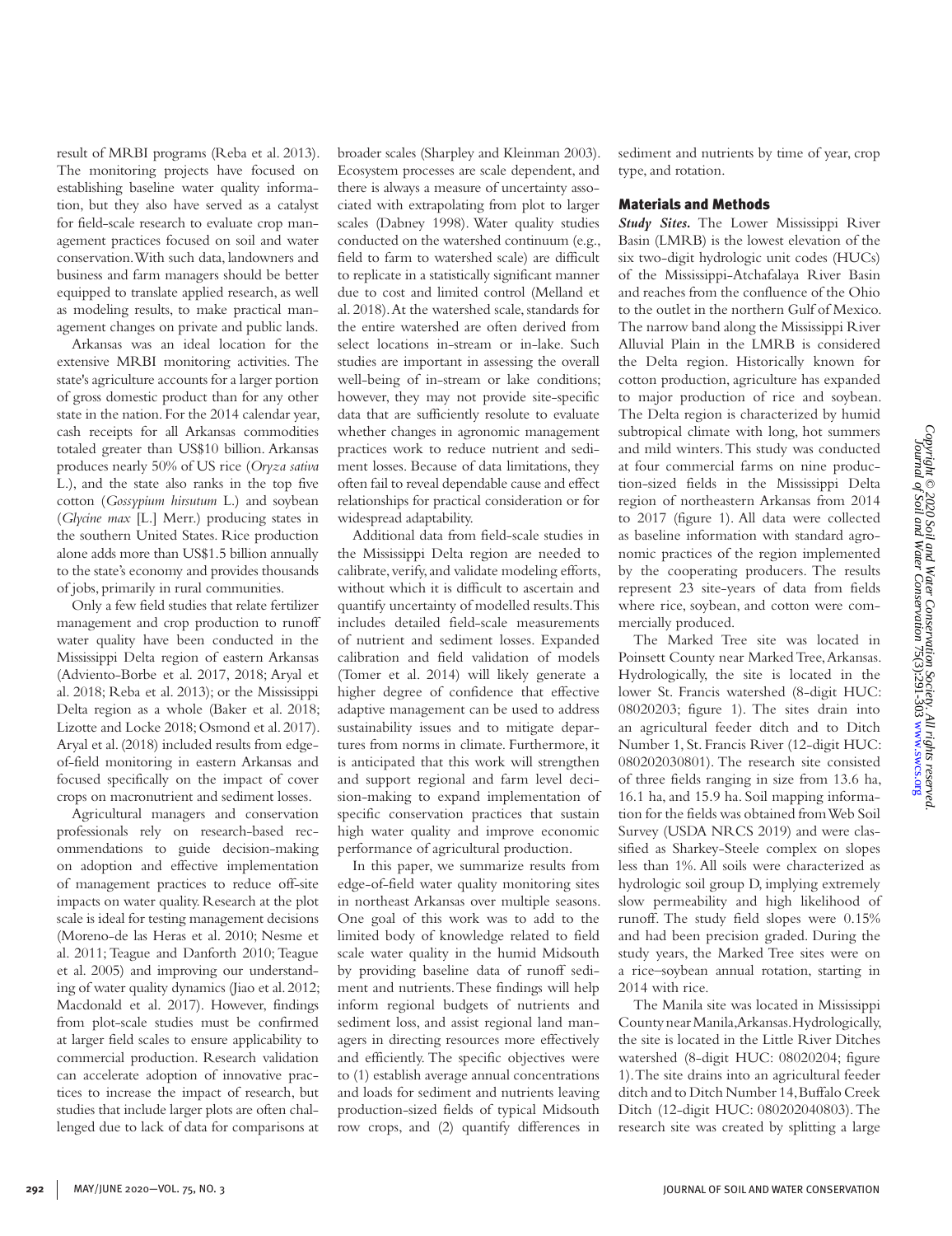result of MRBI programs (Reba et al. 2013). The monitoring projects have focused on establishing baseline water quality information, but they also have served as a catalyst for field-scale research to evaluate crop management practices focused on soil and water conservation. With such data, landowners and business and farm managers should be better equipped to translate applied research, as well as modeling results, to make practical management changes on private and public lands.

Arkansas was an ideal location for the extensive MRBI monitoring activities. The state's agriculture accounts for a larger portion of gross domestic product than for any other state in the nation. For the 2014 calendar year, cash receipts for all Arkansas commodities totaled greater than US$10 billion. Arkansas produces nearly 50% of US rice (*Oryza sativa* L.), and the state also ranks in the top five cotton (*Gossypium hirsutum* L.) and soybean (*Glycine max* [L.] Merr.) producing states in the southern United States. Rice production alone adds more than US$1.5 billion annually to the state's economy and provides thousands of jobs, primarily in rural communities.

Only a few field studies that relate fertilizer management and crop production to runoff water quality have been conducted in the Mississippi Delta region of eastern Arkansas (Adviento-Borbe et al. 2017, 2018; Aryal et al. 2018; Reba et al. 2013); or the Mississippi Delta region as a whole (Baker et al. 2018; Lizotte and Locke 2018; Osmond et al. 2017). Aryal et al. (2018) included results from edge-of-field monitoring in eastern Arkansas and focused specifically on the impact of cover crops on macronutrient and sediment losses.

Agricultural managers and conservation professionals rely on research-based recommendations to guide decision-making on adoption and effective implementation of management practices to reduce off-site impacts on water quality. Research at the plot scale is ideal for testing management decisions (Moreno-de las Heras et al. 2010; Nesme et al. 2011; Teague and Danforth 2010; Teague et al. 2005) and improving our understanding of water quality dynamics (Jiao et al. 2012; Macdonald et al. 2017). However, findings from plot-scale studies must be confirmed at larger field scales to ensure applicability to commercial production. Research validation can accelerate adoption of innovative practices to increase the impact of research, but studies that include larger plots are often challenged due to lack of data for comparisons at broader scales (Sharpley and Kleinman 2003). Ecosystem processes are scale dependent, and there is always a measure of uncertainty associated with extrapolating from plot to larger scales (Dabney 1998). Water quality studies conducted on the watershed continuum (e.g., field to farm to watershed scale) are difficult to replicate in a statistically significant manner due to cost and limited control (Melland et al. 2018). At the watershed scale, standards for the entire watershed are often derived from select locations in-stream or in-lake. Such studies are important in assessing the overall well-being of in-stream or lake conditions; however, they may not provide site-specific data that are sufficiently resolute to evaluate whether changes in agronomic management practices work to reduce nutrient and sediment losses. Because of data limitations, they often fail to reveal dependable cause and effect relationships for practical consideration or for widespread adaptability.

Additional data from field-scale studies in the Mississippi Delta region are needed to calibrate, verify, and validate modeling efforts, without which it is difficult to ascertain and quantify uncertainty of modelled results. This includes detailed field-scale measurements of nutrient and sediment losses. Expanded calibration and field validation of models (Tomer et al. 2014) will likely generate a higher degree of confidence that effective adaptive management can be used to address sustainability issues and to mitigate departures from norms in climate. Furthermore, it is anticipated that this work will strengthen and support regional and farm level decision-making to expand implementation of specific conservation practices that sustain high water quality and improve economic performance of agricultural production.

In this paper, we summarize results from edge-of-field water quality monitoring sites in northeast Arkansas over multiple seasons. One goal of this work was to add to the limited body of knowledge related to field scale water quality in the humid Midsouth by providing baseline data of runoff sediment and nutrients. These findings will help inform regional budgets of nutrients and sediment loss, and assist regional land managers in directing resources more effectively and efficiently. The specific objectives were to (1) establish average annual concentrations and loads for sediment and nutrients leaving production-sized fields of typical Midsouth row crops, and (2) quantify differences in sediment and nutrients by time of year, crop type, and rotation.

## Materials and Methods

***Study Sites.*** The Lower Mississippi River Basin (LMRB) is the lowest elevation of the six two-digit hydrologic unit codes (HUCs) of the Mississippi-Atchafalaya River Basin and reaches from the confluence of the Ohio to the outlet in the northern Gulf of Mexico. The narrow band along the Mississippi River Alluvial Plain in the LMRB is considered the Delta region. Historically known for cotton production, agriculture has expanded to major production of rice and soybean. The Delta region is characterized by humid subtropical climate with long, hot summers and mild winters. This study was conducted at four commercial farms on nine production-sized fields in the Mississippi Delta region of northeastern Arkansas from 2014 to 2017 (figure 1). All data were collected as baseline information with standard agronomic practices of the region implemented by the cooperating producers. The results represent 23 site-years of data from fields where rice, soybean, and cotton were commercially produced.

The Marked Tree site was located in Poinsett County near Marked Tree, Arkansas. Hydrologically, the site is located in the lower St. Francis watershed (8-digit HUC: 08020203; figure 1). The sites drain into an agricultural feeder ditch and to Ditch Number 1, St. Francis River (12-digit HUC: 080202030801). The research site consisted of three fields ranging in size from 13.6 ha, 16.1 ha, and 15.9 ha. Soil mapping information for the fields was obtained from Web Soil Survey (USDA NRCS 2019) and were classified as Sharkey-Steele complex on slopes less than 1%. All soils were characterized as hydrologic soil group D, implying extremely slow permeability and high likelihood of runoff. The study field slopes were 0.15% and had been precision graded. During the study years, the Marked Tree sites were on a rice–soybean annual rotation, starting in 2014 with rice.

The Manila site was located in Mississippi County near Manila, Arkansas. Hydrologically, the site is located in the Little River Ditches watershed (8-digit HUC: 08020204; figure 1). The site drains into an agricultural feeder ditch and to Ditch Number 14, Buffalo Creek Ditch (12-digit HUC: 080202040803). The research site was created by splitting a large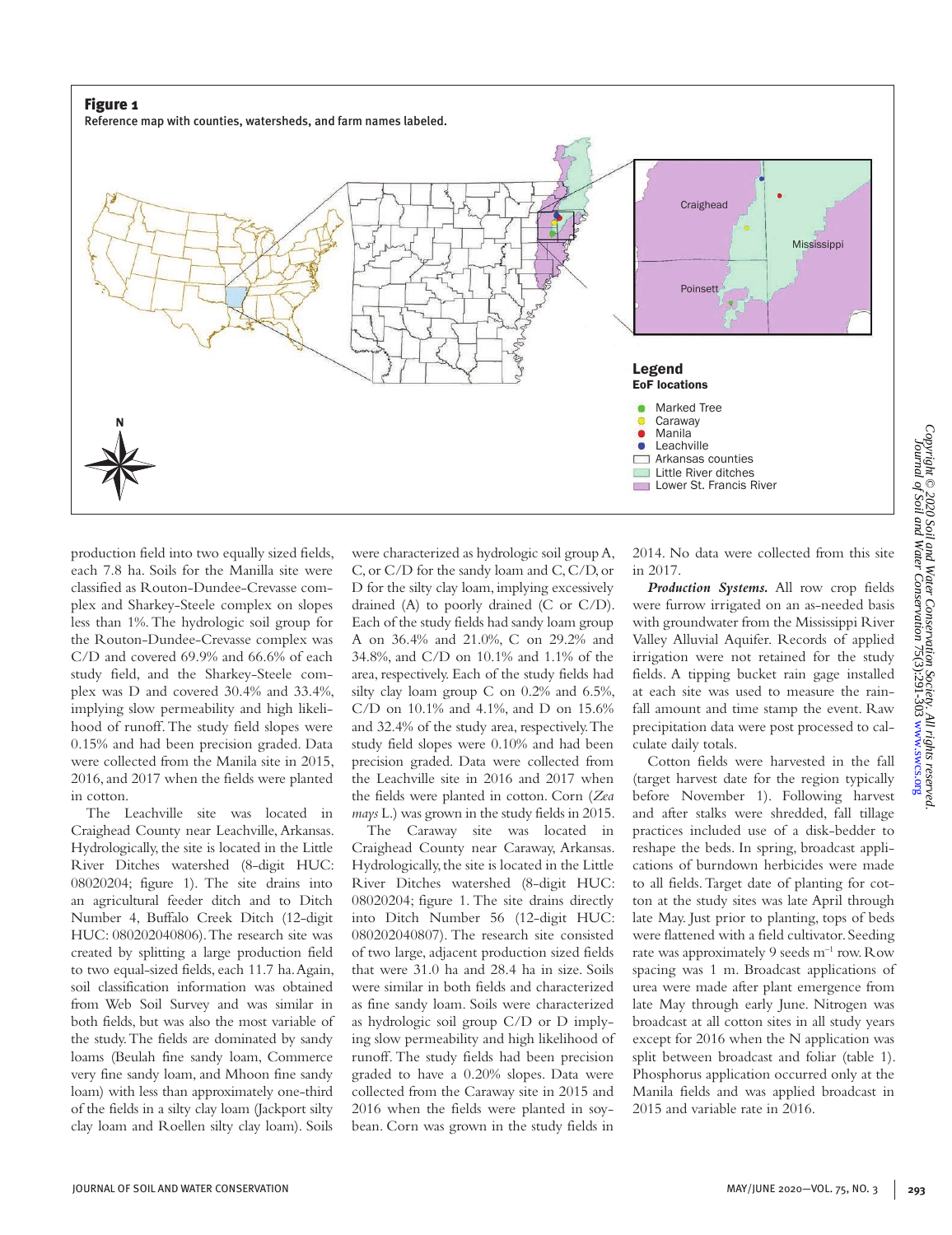**Figure 1**
Reference map with counties, watersheds, and farm names labeled.

production field into two equally sized fields, each 7.8 ha. Soils for the Manilla site were classified as Routon-Dundee-Crevasse complex and Sharkey-Steele complex on slopes less than 1%. The hydrologic soil group for the Routon-Dundee-Crevasse complex was C/D and covered 69.9% and 66.6% of each study field, and the Sharkey-Steele complex was D and covered 30.4% and 33.4%, implying slow permeability and high likelihood of runoff. The study field slopes were 0.15% and had been precision graded. Data were collected from the Manila site in 2015, 2016, and 2017 when the fields were planted in cotton.

The Leachville site was located in Craighead County near Leachville, Arkansas. Hydrologically, the site is located in the Little River Ditches watershed (8-digit HUC: 08020204; figure 1). The site drains into an agricultural feeder ditch and to Ditch Number 4, Buffalo Creek Ditch (12-digit HUC: 080202040806). The research site was created by splitting a large production field to two equal-sized fields, each 11.7 ha. Again, soil classification information was obtained from Web Soil Survey and was similar in both fields, but was also the most variable of the study. The fields are dominated by sandy loams (Beulah fine sandy loam, Commerce very fine sandy loam, and Mhoon fine sandy loam) with less than approximately one-third of the fields in a silty clay loam (Jackport silty clay loam and Roellen silty clay loam). Soils were characterized as hydrologic soil group A, C, or C/D for the sandy loam and C, C/D, or D for the silty clay loam, implying excessively drained (A) to poorly drained (C or C/D). Each of the study fields had sandy loam group A on 36.4% and 21.0%, C on 29.2% and 34.8%, and C/D on 10.1% and 1.1% of the area, respectively. Each of the study fields had silty clay loam group C on 0.2% and 6.5%, C/D on 10.1% and 4.1%, and D on 15.6% and 32.4% of the study area, respectively. The study field slopes were 0.10% and had been precision graded. Data were collected from the Leachville site in 2016 and 2017 when the fields were planted in cotton. Corn (*Zea mays* L.) was grown in the study fields in 2015.

The Caraway site was located in Craighead County near Caraway, Arkansas. Hydrologically, the site is located in the Little River Ditches watershed (8-digit HUC: 08020204; figure 1. The site drains directly into Ditch Number 56 (12-digit HUC: 080202040807). The research site consisted of two large, adjacent production sized fields that were 31.0 ha and 28.4 ha in size. Soils were similar in both fields and characterized as fine sandy loam. Soils were characterized as hydrologic soil group C/D or D implying slow permeability and high likelihood of runoff. The study fields had been precision graded to have a 0.20% slopes. Data were collected from the Caraway site in 2015 and 2016 when the fields were planted in soybean. Corn was grown in the study fields in 2014. No data were collected from this site in 2017.

***Production Systems.*** All row crop fields were furrow irrigated on an as-needed basis with groundwater from the Mississippi River Valley Alluvial Aquifer. Records of applied irrigation were not retained for the study fields. A tipping bucket rain gage installed at each site was used to measure the rainfall amount and time stamp the event. Raw precipitation data were post processed to calculate daily totals.

Cotton fields were harvested in the fall (target harvest date for the region typically before November 1). Following harvest and after stalks were shredded, fall tillage practices included use of a disk-bedder to reshape the beds. In spring, broadcast applications of burndown herbicides were made to all fields. Target date of planting for cotton at the study sites was late April through late May. Just prior to planting, tops of beds were flattened with a field cultivator. Seeding rate was approximately 9 seeds $m^{-1}$ row. Row spacing was 1 m. Broadcast applications of urea were made after plant emergence from late May through early June. Nitrogen was broadcast at all cotton sites in all study years except for 2016 when the N application was split between broadcast and foliar (table 1). Phosphorus application occurred only at the Manila fields and was applied broadcast in 2015 and variable rate in 2016.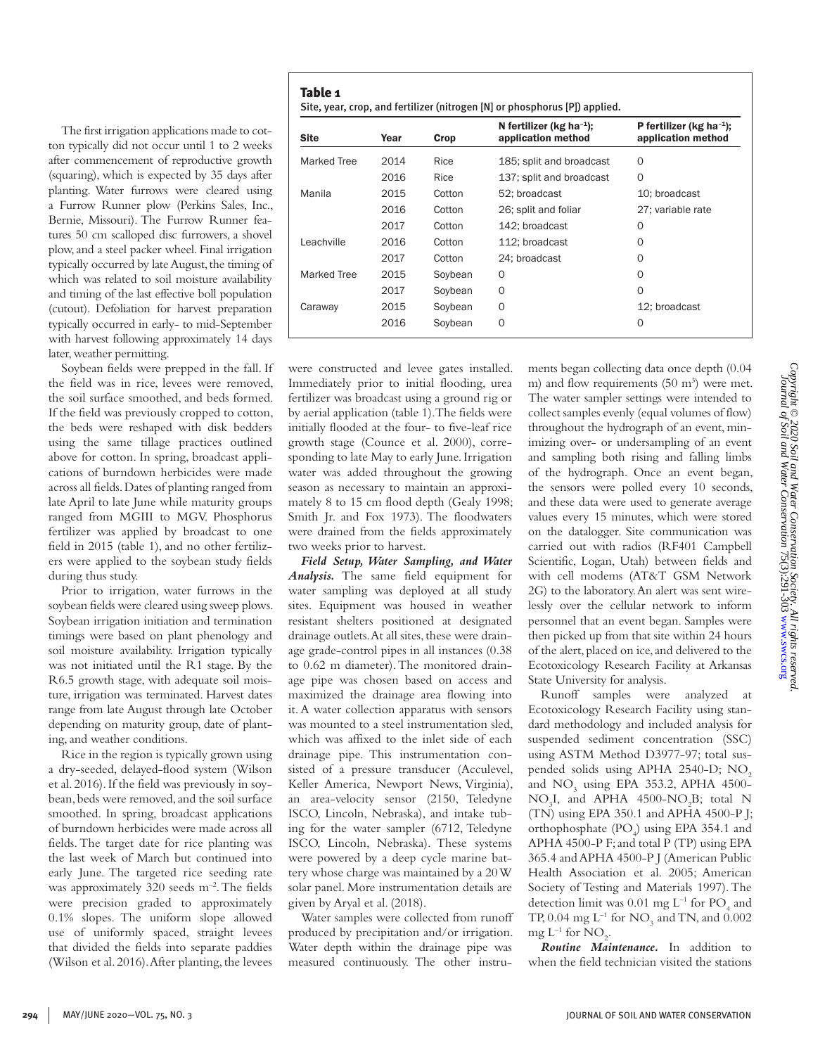The first irrigation applications made to cotton typically did not occur until 1 to 2 weeks after commencement of reproductive growth (squaring), which is expected by 35 days after planting. Water furrows were cleared using a Furrow Runner plow (Perkins Sales, Inc., Bernie, Missouri). The Furrow Runner features 50 cm scalloped disc furrowers, a shovel plow, and a steel packer wheel. Final irrigation typically occurred by late August, the timing of which was related to soil moisture availability and timing of the last effective boll population (cutout). Defoliation for harvest preparation typically occurred in early- to mid-September with harvest following approximately 14 days later, weather permitting.

Soybean fields were prepped in the fall. If the field was in rice, levees were removed, the soil surface smoothed, and beds formed. If the field was previously cropped to cotton, the beds were reshaped with disk bedders using the same tillage practices outlined above for cotton. In spring, broadcast applications of burndown herbicides were made across all fields. Dates of planting ranged from late April to late June while maturity groups ranged from MGIII to MGV. Phosphorus fertilizer was applied by broadcast to one field in 2015 (table 1), and no other fertilizers were applied to the soybean study fields during thus study.

Prior to irrigation, water furrows in the soybean fields were cleared using sweep plows. Soybean irrigation initiation and termination timings were based on plant phenology and soil moisture availability. Irrigation typically was not initiated until the R1 stage. By the R6.5 growth stage, with adequate soil moisture, irrigation was terminated. Harvest dates range from late August through late October depending on maturity group, date of planting, and weather conditions.

Rice in the region is typically grown using a dry-seeded, delayed-flood system (Wilson et al. 2016). If the field was previously in soybean, beds were removed, and the soil surface smoothed. In spring, broadcast applications of burndown herbicides were made across all fields. The target date for rice planting was the last week of March but continued into early June. The targeted rice seeding rate was approximately 320 seeds m$^{-2}$. The fields were precision graded to approximately 0.1% slopes. The uniform slope allowed use of uniformly spaced, straight levees that divided the fields into separate paddies (Wilson et al. 2016). After planting, the levees were constructed and levee gates installed. Immediately prior to initial flooding, urea fertilizer was broadcast using a ground rig or by aerial application (table 1). The fields were initially flooded at the four- to five-leaf rice growth stage (Counce et al. 2000), corresponding to late May to early June. Irrigation water was added throughout the growing season as necessary to maintain an approximately 8 to 15 cm flood depth (Gealy 1998; Smith Jr. and Fox 1973). The floodwaters were drained from the fields approximately two weeks prior to harvest.

**Table 1**
Site, year, crop, and fertilizer (nitrogen [N] or phosphorus [P]) applied.

| Site | Year | Crop | N fertilizer (kg ha$^{-1}$); application method | P fertilizer (kg ha$^{-1}$); application method |
|---|---|---|---|---|
| Marked Tree | 2014 | Rice | 185; split and broadcast | 0 |
| | 2016 | Rice | 137; split and broadcast | 0 |
| Manila | 2015 | Cotton | 52; broadcast | 10; broadcast |
| | 2016 | Cotton | 26; split and foliar | 27; variable rate |
| | 2017 | Cotton | 142; broadcast | 0 |
| Leachville | 2016 | Cotton | 112; broadcast | 0 |
| | 2017 | Cotton | 24; broadcast | 0 |
| Marked Tree | 2015 | Soybean | 0 | 0 |
| | 2017 | Soybean | 0 | 0 |
| Caraway | 2015 | Soybean | 0 | 12; broadcast |
| | 2016 | Soybean | 0 | 0 |

***Field Setup, Water Sampling, and Water Analysis.*** The same field equipment for water sampling was deployed at all study sites. Equipment was housed in weather resistant shelters positioned at designated drainage outlets. At all sites, these were drainage grade-control pipes in all instances (0.38 to 0.62 m diameter). The monitored drainage pipe was chosen based on access and maximized the drainage area flowing into it. A water collection apparatus with sensors was mounted to a steel instrumentation sled, which was affixed to the inlet side of each drainage pipe. This instrumentation consisted of a pressure transducer (Acculevel, Keller America, Newport News, Virginia), an area-velocity sensor (2150, Teledyne ISCO, Lincoln, Nebraska), and intake tubing for the water sampler (6712, Teledyne ISCO, Lincoln, Nebraska). These systems were powered by a deep cycle marine battery whose charge was maintained by a 20 W solar panel. More instrumentation details are given by Aryal et al. (2018).

Water samples were collected from runoff produced by precipitation and/or irrigation. Water depth within the drainage pipe was measured continuously. The other instruments began collecting data once depth (0.04 m) and flow requirements (50 m$^3$) were met. The water sampler settings were intended to collect samples evenly (equal volumes of flow) throughout the hydrograph of an event, minimizing over- or undersampling of an event and sampling both rising and falling limbs of the hydrograph. Once an event began, the sensors were polled every 10 seconds, and these data were used to generate average values every 15 minutes, which were stored on the datalogger. Site communication was carried out with radios (RF401 Campbell Scientific, Logan, Utah) between fields and with cell modems (AT&T GSM Network 2G) to the laboratory. An alert was sent wirelessly over the cellular network to inform personnel that an event began. Samples were then picked up from that site within 24 hours of the alert, placed on ice, and delivered to the Ecotoxicology Research Facility at Arkansas State University for analysis.

Runoff samples were analyzed at Ecotoxicology Research Facility using standard methodology and included analysis for suspended sediment concentration (SSC) using ASTM Method D3977-97; total suspended solids using APHA 2540-D; $NO_2$ and $NO_3$ using EPA 353.2, APHA 4500-$NO_3$I, and APHA 4500-$NO_2$B; total N (TN) using EPA 350.1 and APHA 4500-P J; orthophosphate ($PO_4$) using EPA 354.1 and APHA 4500-P F; and total P (TP) using EPA 365.4 and APHA 4500-P J (American Public Health Association et al. 2005; American Society of Testing and Materials 1997). The detection limit was 0.01 mg L$^{-1}$ for $PO_4$ and TP, 0.04 mg L$^{-1}$ for $NO_3$ and TN, and 0.002 mg L$^{-1}$ for $NO_2$.

***Routine Maintenance.*** In addition to when the field technician visited the stations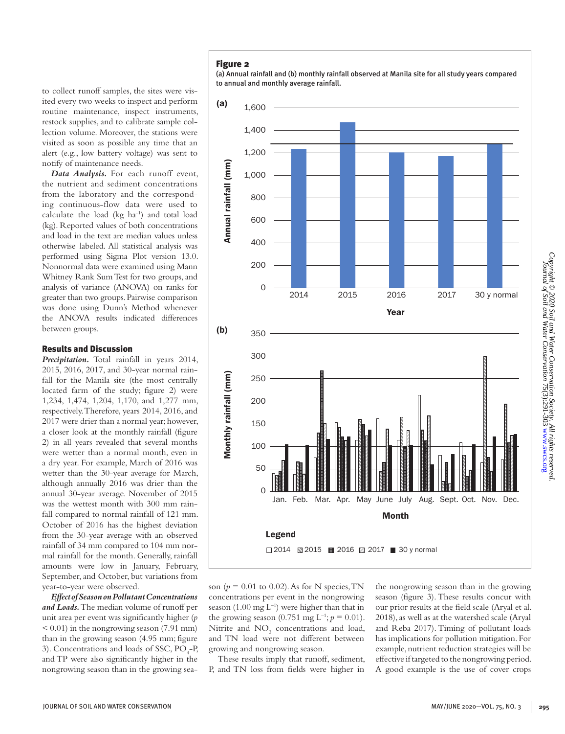to collect runoff samples, the sites were visited every two weeks to inspect and perform routine maintenance, inspect instruments, restock supplies, and to calibrate sample collection volume. Moreover, the stations were visited as soon as possible any time that an alert (e.g., low battery voltage) was sent to notify of maintenance needs.

***Data Analysis.*** For each runoff event, the nutrient and sediment concentrations from the laboratory and the corresponding continuous-flow data were used to calculate the load (kg ha$^{-1}$) and total load (kg). Reported values of both concentrations and load in the text are median values unless otherwise labeled. All statistical analysis was performed using Sigma Plot version 13.0. Nonnormal data were examined using Mann Whitney Rank Sum Test for two groups, and analysis of variance (ANOVA) on ranks for greater than two groups. Pairwise comparison was done using Dunn's Method whenever the ANOVA results indicated differences between groups.

## Results and Discussion

***Precipitation.*** Total rainfall in years 2014, 2015, 2016, 2017, and 30-year normal rainfall for the Manila site (the most centrally located farm of the study; figure 2) were 1,234, 1,474, 1,204, 1,170, and 1,277 mm, respectively. Therefore, years 2014, 2016, and 2017 were drier than a normal year; however, a closer look at the monthly rainfall (figure 2) in all years revealed that several months were wetter than a normal month, even in a dry year. For example, March of 2016 was wetter than the 30-year average for March, although annually 2016 was drier than the annual 30-year average. November of 2015 was the wettest month with 300 mm rainfall compared to normal rainfall of 121 mm. October of 2016 has the highest deviation from the 30-year average with an observed rainfall of 34 mm compared to 104 mm normal rainfall for the month. Generally, rainfall amounts were low in January, February, September, and October, but variations from year-to-year were observed.

***Effect of Season on Pollutant Concentrations and Loads.*** The median volume of runoff per unit area per event was significantly higher ($p < 0.01$) in the nongrowing season (7.91 mm) than in the growing season (4.95 mm; figure 3). Concentrations and loads of SSC, $PO_4$-P, and TP were also significantly higher in the nongrowing season than in the growing season ($p = 0.01$ to $0.02$). As for N species, TN concentrations per event in the nongrowing season (1.00 mg L$^{-1}$) were higher than that in the growing season (0.751 mg L$^{-1}$; $p = 0.01$). Nitrite and $NO_3$ concentrations and load, and TN load were not different between growing and nongrowing season.

These results imply that runoff, sediment, P, and TN loss from fields were higher in the nongrowing season than in the growing season (figure 3). These results concur with our prior results at the field scale (Aryal et al. 2018), as well as at the watershed scale (Aryal and Reba 2017). Timing of pollutant loads has implications for pollution mitigation. For example, nutrient reduction strategies will be effective if targeted to the nongrowing period. A good example is the use of cover crops

**Figure 2**

(a) Annual rainfall and (b) monthly rainfall observed at Manila site for all study years compared to annual and monthly average rainfall.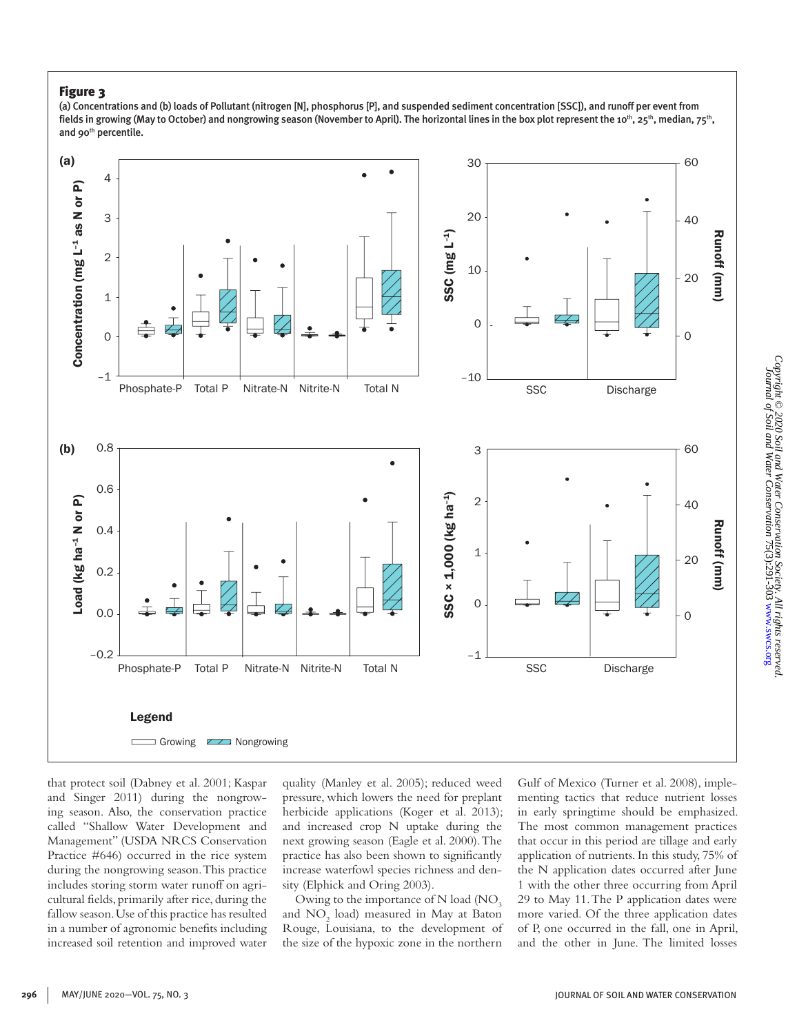**Figure 3**

(a) Concentrations and (b) loads of Pollutant (nitrogen [N], phosphorus [P], and suspended sediment concentration [SSC]), and runoff per event from fields in growing (May to October) and nongrowing season (November to April). The horizontal lines in the box plot represent the 10th, 25th, median, 75th, and 90th percentile.

that protect soil (Dabney et al. 2001; Kaspar and Singer 2011) during the nongrowing season. Also, the conservation practice called "Shallow Water Development and Management" (USDA NRCS Conservation Practice #646) occurred in the rice system during the nongrowing season. This practice includes storing storm water runoff on agricultural fields, primarily after rice, during the fallow season. Use of this practice has resulted in a number of agronomic benefits including increased soil retention and improved water quality (Manley et al. 2005); reduced weed pressure, which lowers the need for preplant herbicide applications (Koger et al. 2013); and increased crop N uptake during the next growing season (Eagle et al. 2000). The practice has also been shown to significantly increase waterfowl species richness and density (Elphick and Oring 2003).

Owing to the importance of N load ($NO_3$ and $NO_2$ load) measured in May at Baton Rouge, Louisiana, to the development of the size of the hypoxic zone in the northern Gulf of Mexico (Turner et al. 2008), implementing tactics that reduce nutrient losses in early springtime should be emphasized. The most common management practices that occur in this period are tillage and early application of nutrients. In this study, 75% of the N application dates occurred after June 1 with the other three occurring from April 29 to May 11. The P application dates were more varied. Of the three application dates of P, one occurred in the fall, one in April, and the other in June. The limited losses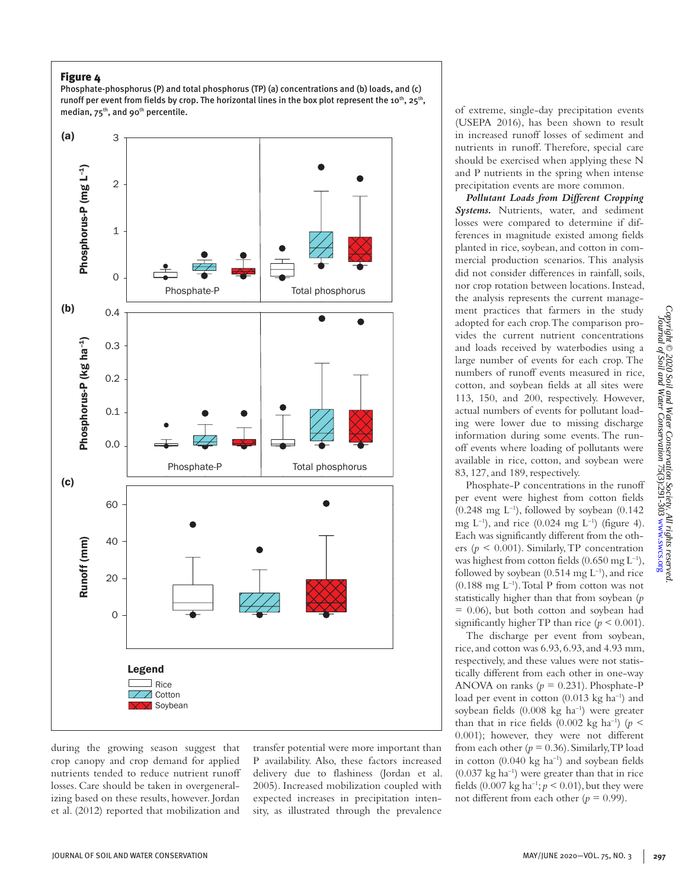**Figure 4**

Phosphate-phosphorus (P) and total phosphorus (TP) (a) concentrations and (b) loads, and (c) runoff per event from fields by crop. The horizontal lines in the box plot represent the 10th, 25th, median, 75th, and 90th percentile.

during the growing season suggest that crop canopy and crop demand for applied nutrients tended to reduce nutrient runoff losses. Care should be taken in overgeneralizing based on these results, however. Jordan et al. (2012) reported that mobilization and transfer potential were more important than P availability. Also, these factors increased delivery due to flashiness (Jordan et al. 2005). Increased mobilization coupled with expected increases in precipitation intensity, as illustrated through the prevalence of extreme, single-day precipitation events (USEPA 2016), has been shown to result in increased runoff losses of sediment and nutrients in runoff. Therefore, special care should be exercised when applying these N and P nutrients in the spring when intense precipitation events are more common.

***Pollutant Loads from Different Cropping Systems.*** Nutrients, water, and sediment losses were compared to determine if differences in magnitude existed among fields planted in rice, soybean, and cotton in commercial production scenarios. This analysis did not consider differences in rainfall, soils, nor crop rotation between locations. Instead, the analysis represents the current management practices that farmers in the study adopted for each crop. The comparison provides the current nutrient concentrations and loads received by waterbodies using a large number of events for each crop. The numbers of runoff events measured in rice, cotton, and soybean fields at all sites were 113, 150, and 200, respectively. However, actual numbers of events for pollutant loading were lower due to missing discharge information during some events. The runoff events where loading of pollutants were available in rice, cotton, and soybean were 83, 127, and 189, respectively.

Phosphate-P concentrations in the runoff per event were highest from cotton fields (0.248 mg $L^{-1}$), followed by soybean (0.142 mg $L^{-1}$), and rice (0.024 mg $L^{-1}$) (figure 4). Each was significantly different from the others ($p$ < 0.001). Similarly, TP concentration was highest from cotton fields (0.650 mg $L^{-1}$), followed by soybean (0.514 mg $L^{-1}$), and rice (0.188 mg $L^{-1}$). Total P from cotton was not statistically higher than that from soybean ($p$ = 0.06), but both cotton and soybean had significantly higher TP than rice ($p$ < 0.001).

The discharge per event from soybean, rice, and cotton was 6.93, 6.93, and 4.93 mm, respectively, and these values were not statistically different from each other in one-way ANOVA on ranks ($p$ = 0.231). Phosphate-P load per event in cotton (0.013 kg $ha^{-1}$) and soybean fields (0.008 kg $ha^{-1}$) were greater than that in rice fields (0.002 kg $ha^{-1}$) ($p$ < 0.001); however, they were not different from each other ($p$ = 0.36). Similarly, TP load in cotton (0.040 kg $ha^{-1}$) and soybean fields (0.037 kg $ha^{-1}$) were greater than that in rice fields (0.007 kg $ha^{-1}$; $p$ < 0.01), but they were not different from each other ($p$ = 0.99).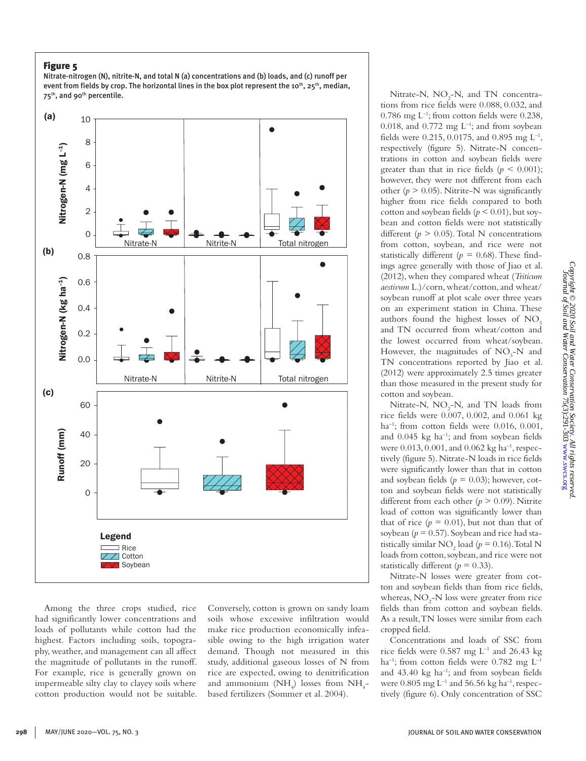**Figure 5**

Nitrate-nitrogen (N), nitrite-N, and total N (a) concentrations and (b) loads, and (c) runoff per event from fields by crop. The horizontal lines in the box plot represent the 10th, 25th, median, 75th, and 90th percentile.

Among the three crops studied, rice had significantly lower concentrations and loads of pollutants while cotton had the highest. Factors including soils, topography, weather, and management can all affect the magnitude of pollutants in the runoff. For example, rice is generally grown on impermeable silty clay to clayey soils where cotton production would not be suitable. Conversely, cotton is grown on sandy loam soils whose excessive infiltration would make rice production economically infeasible owing to the high irrigation water demand. Though not measured in this study, additional gaseous losses of N from rice are expected, owing to denitrification and ammonium ($NH_4$) losses from $NH_4$-based fertilizers (Sommer et al. 2004).

Nitrate-N, $NO_2$-N, and TN concentrations from rice fields were 0.088, 0.032, and 0.786 mg $L^{-1}$; from cotton fields were 0.238, 0.018, and 0.772 mg $L^{-1}$; and from soybean fields were 0.215, 0.0175, and 0.895 mg $L^{-1}$, respectively (figure 5). Nitrate-N concentrations in cotton and soybean fields were greater than that in rice fields ($p < 0.001$); however, they were not different from each other ($p > 0.05$). Nitrite-N was significantly higher from rice fields compared to both cotton and soybean fields ($p < 0.01$), but soybean and cotton fields were not statistically different ($p > 0.05$). Total N concentrations from cotton, soybean, and rice were not statistically different ($p = 0.68$). These findings agree generally with those of Jiao et al. (2012), when they compared wheat (*Triticum aestivum* L.)/corn, wheat/cotton, and wheat/soybean runoff at plot scale over three years on an experiment station in China. These authors found the highest losses of $NO_3$ and TN occurred from wheat/cotton and the lowest occurred from wheat/soybean. However, the magnitudes of $NO_3$-N and TN concentrations reported by Jiao et al. (2012) were approximately 2.5 times greater than those measured in the present study for cotton and soybean.

Nitrate-N, $NO_2$-N, and TN loads from rice fields were 0.007, 0.002, and 0.061 kg $ha^{-1}$; from cotton fields were 0.016, 0.001, and 0.045 kg $ha^{-1}$; and from soybean fields were 0.013, 0.001, and 0.062 kg $ha^{-1}$, respectively (figure 5). Nitrate-N loads in rice fields were significantly lower than that in cotton and soybean fields ($p = 0.03$); however, cotton and soybean fields were not statistically different from each other ($p > 0.09$). Nitrite load of cotton was significantly lower than that of rice ($p = 0.01$), but not than that of soybean ($p = 0.57$). Soybean and rice had statistically similar $NO_2$ load ($p = 0.16$). Total N loads from cotton, soybean, and rice were not statistically different ($p = 0.33$).

Nitrate-N losses were greater from cotton and soybean fields than from rice fields, whereas, $NO_2$-N loss were greater from rice fields than from cotton and soybean fields. As a result, TN losses were similar from each cropped field.

Concentrations and loads of SSC from rice fields were 0.587 mg $L^{-1}$ and 26.43 kg $ha^{-1}$; from cotton fields were 0.782 mg $L^{-1}$ and 43.40 kg $ha^{-1}$; and from soybean fields were 0.805 mg $L^{-1}$ and 56.56 kg $ha^{-1}$, respectively (figure 6). Only concentration of SSC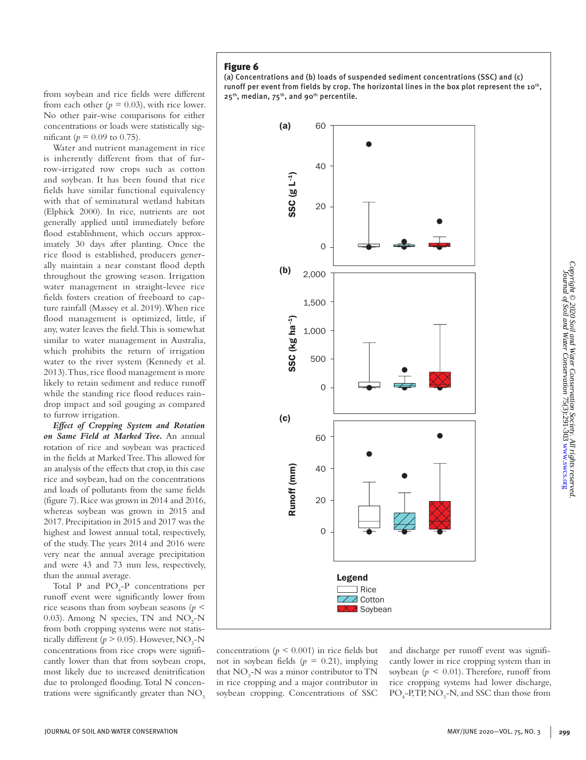from soybean and rice fields were different from each other ($p = 0.03$), with rice lower. No other pair-wise comparisons for either concentrations or loads were statistically significant ($p = 0.09$ to $0.75$).

Water and nutrient management in rice is inherently different from that of furrow-irrigated row crops such as cotton and soybean. It has been found that rice fields have similar functional equivalency with that of seminatural wetland habitats (Elphick 2000). In rice, nutrients are not generally applied until immediately before flood establishment, which occurs approximately 30 days after planting. Once the rice flood is established, producers generally maintain a near constant flood depth throughout the growing season. Irrigation water management in straight-levee rice fields fosters creation of freeboard to capture rainfall (Massey et al. 2019). When rice flood management is optimized, little, if any, water leaves the field. This is somewhat similar to water management in Australia, which prohibits the return of irrigation water to the river system (Kennedy et al. 2013). Thus, rice flood management is more likely to retain sediment and reduce runoff while the standing rice flood reduces raindrop impact and soil gouging as compared to furrow irrigation.

***Effect of Cropping System and Rotation on Same Field at Marked Tree.*** An annual rotation of rice and soybean was practiced in the fields at Marked Tree. This allowed for an analysis of the effects that crop, in this case rice and soybean, had on the concentrations and loads of pollutants from the same fields (figure 7). Rice was grown in 2014 and 2016, whereas soybean was grown in 2015 and 2017. Precipitation in 2015 and 2017 was the highest and lowest annual total, respectively, of the study. The years 2014 and 2016 were very near the annual average precipitation and were 43 and 73 mm less, respectively, than the annual average.

Total P and $PO_4$-P concentrations per runoff event were significantly lower from rice seasons than from soybean seasons ($p < 0.03$). Among N species, TN and $NO_2$-N from both cropping systems were not statistically different ($p > 0.05$). However, $NO_3$-N concentrations from rice crops were significantly lower than that from soybean crops, most likely due to increased denitrification due to prolonged flooding. Total N concentrations were significantly greater than $NO_3$ concentrations ($p < 0.001$) in rice fields but not in soybean fields ($p = 0.21$), implying that $NO_3$-N was a minor contributor to TN in rice cropping and a major contributor in soybean cropping. Concentrations of SSC and discharge per runoff event was significantly lower in rice cropping system than in soybean ($p < 0.01$). Therefore, runoff from rice cropping systems had lower discharge, $PO_4$-P, TP, $NO_3$-N, and SSC than those from

**Figure 6**

(a) Concentrations and (b) loads of suspended sediment concentrations (SSC) and (c) runoff per event from fields by crop. The horizontal lines in the box plot represent the 10th, 25th, median, 75th, and 90th percentile.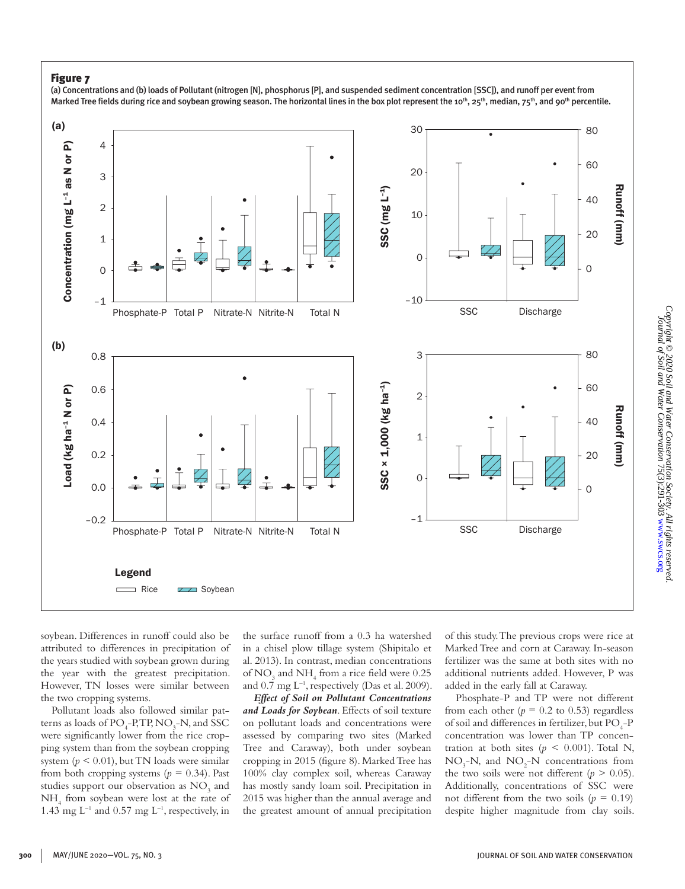**Figure 7**

(a) Concentrations and (b) loads of Pollutant (nitrogen [N], phosphorus [P], and suspended sediment concentration [SSC]), and runoff per event from Marked Tree fields during rice and soybean growing season. The horizontal lines in the box plot represent the 10th, 25th, median, 75th, and 90th percentile.

soybean. Differences in runoff could also be attributed to differences in precipitation of the years studied with soybean grown during the year with the greatest precipitation. However, TN losses were similar between the two cropping systems.

Pollutant loads also followed similar patterns as loads of $PO_4$-P, TP, $NO_3$-N, and SSC were significantly lower from the rice cropping system than from the soybean cropping system ($p < 0.01$), but TN loads were similar from both cropping systems ($p = 0.34$). Past studies support our observation as $NO_3$ and $NH_4$ from soybean were lost at the rate of 1.43 mg $L^{-1}$ and 0.57 mg $L^{-1}$, respectively, in the surface runoff from a 0.3 ha watershed in a chisel plow tillage system (Shipitalo et al. 2013). In contrast, median concentrations of $NO_3$ and $NH_4$ from a rice field were 0.25 and 0.7 mg $L^{-1}$, respectively (Das et al. 2009).

***Effect of Soil on Pollutant Concentrations and Loads for Soybean***. Effects of soil texture on pollutant loads and concentrations were assessed by comparing two sites (Marked Tree and Caraway), both under soybean cropping in 2015 (figure 8). Marked Tree has 100% clay complex soil, whereas Caraway has mostly sandy loam soil. Precipitation in 2015 was higher than the annual average and the greatest amount of annual precipitation of this study. The previous crops were rice at Marked Tree and corn at Caraway. In-season fertilizer was the same at both sites with no additional nutrients added. However, P was added in the early fall at Caraway.

Phosphate-P and TP were not different from each other ($p = 0.2$ to 0.53) regardless of soil and differences in fertilizer, but $PO_4$-P concentration was lower than TP concentration at both sites ($p < 0.001$). Total N, $NO_3$-N, and $NO_2$-N concentrations from the two soils were not different ($p > 0.05$). Additionally, concentrations of SSC were not different from the two soils ($p = 0.19$) despite higher magnitude from clay soils.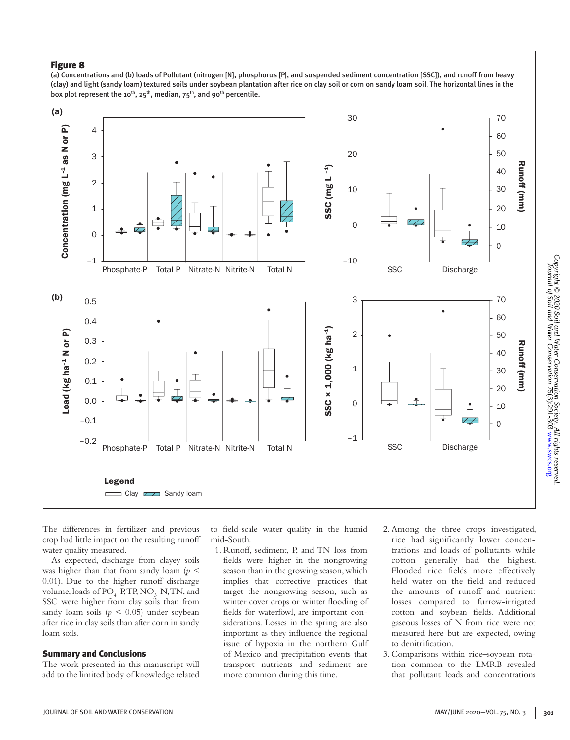## Figure 8

(a) Concentrations and (b) loads of Pollutant (nitrogen [N], phosphorus [P], and suspended sediment concentration [SSC]), and runoff from heavy (clay) and light (sandy loam) textured soils under soybean plantation after rice on clay soil or corn on sandy loam soil. The horizontal lines in the box plot represent the 10th, 25th, median, 75th, and 90th percentile.

The differences in fertilizer and previous crop had little impact on the resulting runoff water quality measured.

As expected, discharge from clayey soils was higher than that from sandy loam ($p < 0.01$). Due to the higher runoff discharge volume, loads of $PO_4$-P, TP, $NO_3$-N, TN, and SSC were higher from clay soils than from sandy loam soils ($p < 0.05$) under soybean after rice in clay soils than after corn in sandy loam soils.

## Summary and Conclusions

The work presented in this manuscript will add to the limited body of knowledge related to field-scale water quality in the humid mid-South.

1. Runoff, sediment, P, and TN loss from fields were higher in the nongrowing season than in the growing season, which implies that corrective practices that target the nongrowing season, such as winter cover crops or winter flooding of fields for waterfowl, are important considerations. Losses in the spring are also important as they influence the regional issue of hypoxia in the northern Gulf of Mexico and precipitation events that transport nutrients and sediment are more common during this time.
2. Among the three crops investigated, rice had significantly lower concentrations and loads of pollutants while cotton generally had the highest. Flooded rice fields more effectively held water on the field and reduced the amounts of runoff and nutrient losses compared to furrow-irrigated cotton and soybean fields. Additional gaseous losses of N from rice were not measured here but are expected, owing to denitrification.
3. Comparisons within rice–soybean rotation common to the LMRB revealed that pollutant loads and concentrations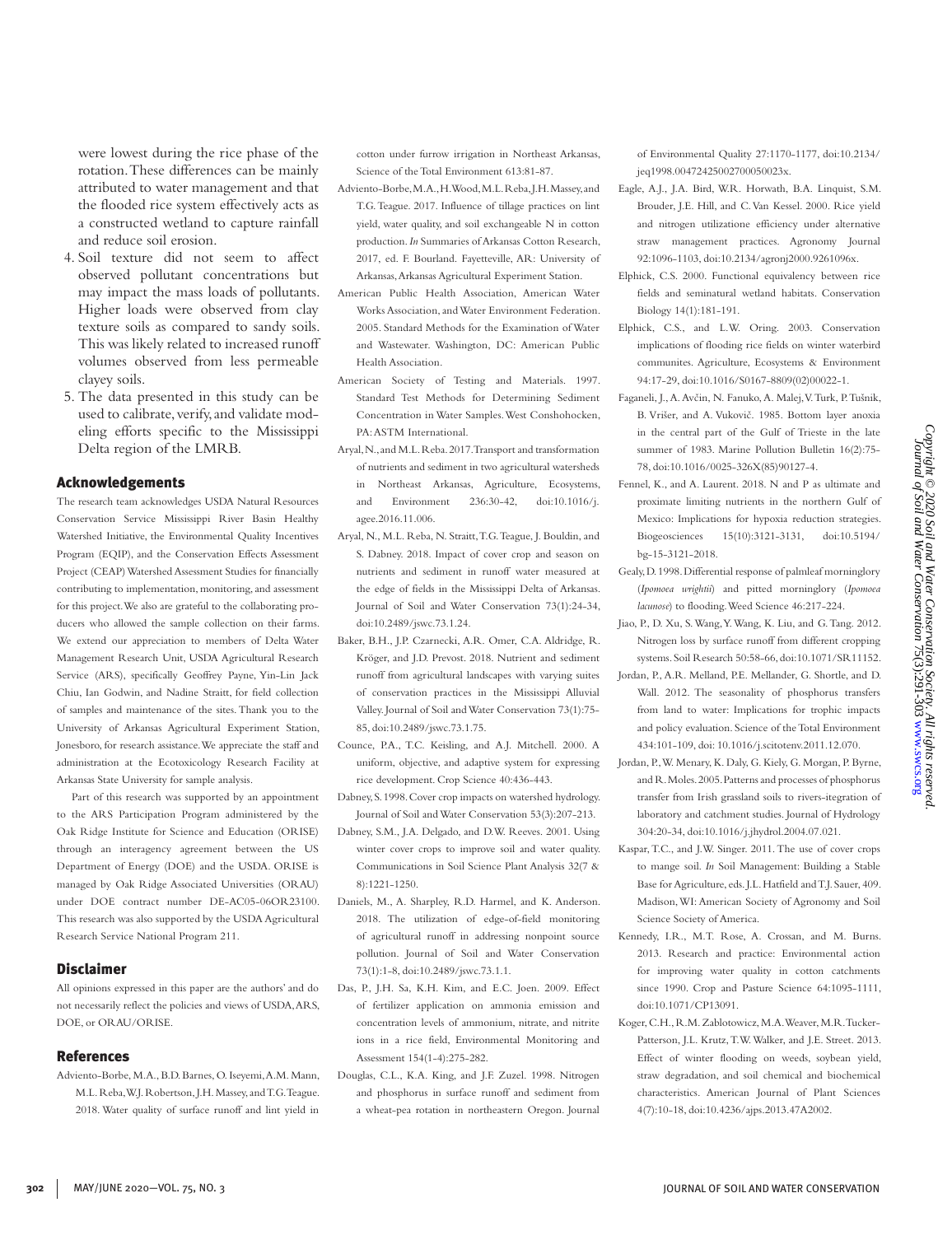were lowest during the rice phase of the rotation. These differences can be mainly attributed to water management and that the flooded rice system effectively acts as a constructed wetland to capture rainfall and reduce soil erosion.

4. Soil texture did not seem to affect observed pollutant concentrations but may impact the mass loads of pollutants. Higher loads were observed from clay texture soils as compared to sandy soils. This was likely related to increased runoff volumes observed from less permeable clayey soils.
5. The data presented in this study can be used to calibrate, verify, and validate modeling efforts specific to the Mississippi Delta region of the LMRB.

## Acknowledgements

The research team acknowledges USDA Natural Resources Conservation Service Mississippi River Basin Healthy Watershed Initiative, the Environmental Quality Incentives Program (EQIP), and the Conservation Effects Assessment Project (CEAP) Watershed Assessment Studies for financially contributing to implementation, monitoring, and assessment for this project. We also are grateful to the collaborating producers who allowed the sample collection on their farms. We extend our appreciation to members of Delta Water Management Research Unit, USDA Agricultural Research Service (ARS), specifically Geoffrey Payne, Yin-Lin Jack Chiu, Ian Godwin, and Nadine Straitt, for field collection of samples and maintenance of the sites. Thank you to the University of Arkansas Agricultural Experiment Station, Jonesboro, for research assistance. We appreciate the staff and administration at the Ecotoxicology Research Facility at Arkansas State University for sample analysis.

Part of this research was supported by an appointment to the ARS Participation Program administered by the Oak Ridge Institute for Science and Education (ORISE) through an interagency agreement between the US Department of Energy (DOE) and the USDA. ORISE is managed by Oak Ridge Associated Universities (ORAU) under DOE contract number DE-AC05-06OR23100. This research was also supported by the USDA Agricultural Research Service National Program 211.

## Disclaimer

All opinions expressed in this paper are the authors' and do not necessarily reflect the policies and views of USDA, ARS, DOE, or ORAU/ORISE.

## References

Adviento-Borbe, M.A., B.D. Barnes, O. Iseyemi, A.M. Mann, M.L. Reba, W.J. Robertson, J.H. Massey, and T.G. Teague. 2018. Water quality of surface runoff and lint yield in cotton under furrow irrigation in Northeast Arkansas, Science of the Total Environment 613:81-87.

Adviento-Borbe, M.A., H. Wood, M.L. Reba, J.H. Massey, and T.G. Teague. 2017. Influence of tillage practices on lint yield, water quality, and soil exchangeable N in cotton production. *In* Summaries of Arkansas Cotton Research, 2017, ed. F. Bourland. Fayetteville, AR: University of Arkansas, Arkansas Agricultural Experiment Station.

American Public Health Association, American Water Works Association, and Water Environment Federation. 2005. Standard Methods for the Examination of Water and Wastewater. Washington, DC: American Public Health Association.

American Society of Testing and Materials. 1997. Standard Test Methods for Determining Sediment Concentration in Water Samples. West Conshohocken, PA: ASTM International.

Aryal, N., and M.L. Reba. 2017. Transport and transformation of nutrients and sediment in two agricultural watersheds in Northeast Arkansas, Agriculture, Ecosystems, and Environment 236:30-42, doi:10.1016/j.agee.2016.11.006.

Aryal, N., M.L. Reba, N. Straitt, T.G. Teague, J. Bouldin, and S. Dabney. 2018. Impact of cover crop and season on nutrients and sediment in runoff water measured at the edge of fields in the Mississippi Delta of Arkansas. Journal of Soil and Water Conservation 73(1):24-34, doi:10.2489/jswc.73.1.24.

Baker, B.H., J.P. Czarnecki, A.R. Omer, C.A. Aldridge, R. Kröger, and J.D. Prevost. 2018. Nutrient and sediment runoff from agricultural landscapes with varying suites of conservation practices in the Mississippi Alluvial Valley. Journal of Soil and Water Conservation 73(1):75-85, doi:10.2489/jswc.73.1.75.

Counce, P.A., T.C. Keisling, and A.J. Mitchell. 2000. A uniform, objective, and adaptive system for expressing rice development. Crop Science 40:436-443.

Dabney, S. 1998. Cover crop impacts on watershed hydrology. Journal of Soil and Water Conservation 53(3):207-213.

Dabney, S.M., J.A. Delgado, and D.W. Reeves. 2001. Using winter cover crops to improve soil and water quality. Communications in Soil Science Plant Analysis 32(7 & 8):1221-1250.

Daniels, M., A. Sharpley, R.D. Harmel, and K. Anderson. 2018. The utilization of edge-of-field monitoring of agricultural runoff in addressing nonpoint source pollution. Journal of Soil and Water Conservation 73(1):1-8, doi:10.2489/jswc.73.1.1.

Das, P., J.H. Sa, K.H. Kim, and E.C. Joen. 2009. Effect of fertilizer application on ammonia emission and concentration levels of ammonium, nitrate, and nitrite ions in a rice field, Environmental Monitoring and Assessment 154(1-4):275-282.

Douglas, C.L., K.A. King, and J.F. Zuzel. 1998. Nitrogen and phosphorus in surface runoff and sediment from a wheat-pea rotation in northeastern Oregon. Journal of Environmental Quality 27:1170-1177, doi:10.2134/jeq1998.00472425002700050023x.

Eagle, A.J., J.A. Bird, W.R. Horwath, B.A. Linquist, S.M. Brouder, J.E. Hill, and C. Van Kessel. 2000. Rice yield and nitrogen utilizatione efficiency under alternative straw management practices. Agronomy Journal 92:1096-1103, doi:10.2134/agronj2000.9261096x.

Elphick, C.S. 2000. Functional equivalency between rice fields and seminatural wetland habitats. Conservation Biology 14(1):181-191.

Elphick, C.S., and L.W. Oring. 2003. Conservation implications of flooding rice fields on winter waterbird communites. Agriculture, Ecosystems & Environment 94:17-29, doi:10.1016/S0167-8809(02)00022-1.

Faganeli, J., A. Avčin, N. Fanuko, A. Malej, V. Turk, P. Tušnik, B. Vrišer, and A. Vukovič. 1985. Bottom layer anoxia in the central part of the Gulf of Trieste in the late summer of 1983. Marine Pollution Bulletin 16(2):75-78, doi:10.1016/0025-326X(85)90127-4.

Fennel, K., and A. Laurent. 2018. N and P as ultimate and proximate limiting nutrients in the northern Gulf of Mexico: Implications for hypoxia reduction strategies. Biogeosciences 15(10):3121-3131, doi:10.5194/bg-15-3121-2018.

Gealy, D. 1998. Differential response of palmleaf morningglory (*Ipomoea wrightii*) and pitted morningglory (*Ipomoea lacunose*) to flooding. Weed Science 46:217-224.

Jiao, P., D. Xu, S. Wang, Y. Wang, K. Liu, and G. Tang. 2012. Nitrogen loss by surface runoff from different cropping systems. Soil Research 50:58-66, doi:10.1071/SR11152.

Jordan, P., A.R. Melland, P.E. Mellander, G. Shortle, and D. Wall. 2012. The seasonality of phosphorus transfers from land to water: Implications for trophic impacts and policy evaluation. Science of the Total Environment 434:101-109, doi: 10.1016/j.scitotenv.2011.12.070.

Jordan, P., W. Menary, K. Daly, G. Kiely, G. Morgan, P. Byrne, and R. Moles. 2005. Patterns and processes of phosphorus transfer from Irish grassland soils to rivers-itegration of laboratory and catchment studies. Journal of Hydrology 304:20-34, doi:10.1016/j.jhydrol.2004.07.021.

Kaspar, T.C., and J.W. Singer. 2011. The use of cover crops to mange soil. *In* Soil Management: Building a Stable Base for Agriculture, eds. J.L. Hatfield and T.J. Sauer, 409. Madison, WI: American Society of Agronomy and Soil Science Society of America.

Kennedy, I.R., M.T. Rose, A. Crossan, and M. Burns. 2013. Research and practice: Environmental action for improving water quality in cotton catchments since 1990. Crop and Pasture Science 64:1095-1111, doi:10.1071/CP13091.

Koger, C.H., R.M. Zablotowicz, M.A. Weaver, M.R. Tucker-Patterson, J.L. Krutz, T.W. Walker, and J.E. Street. 2013. Effect of winter flooding on weeds, soybean yield, straw degradation, and soil chemical and biochemical characteristics. American Journal of Plant Sciences 4(7):10-18, doi:10.4236/ajps.2013.47A2002.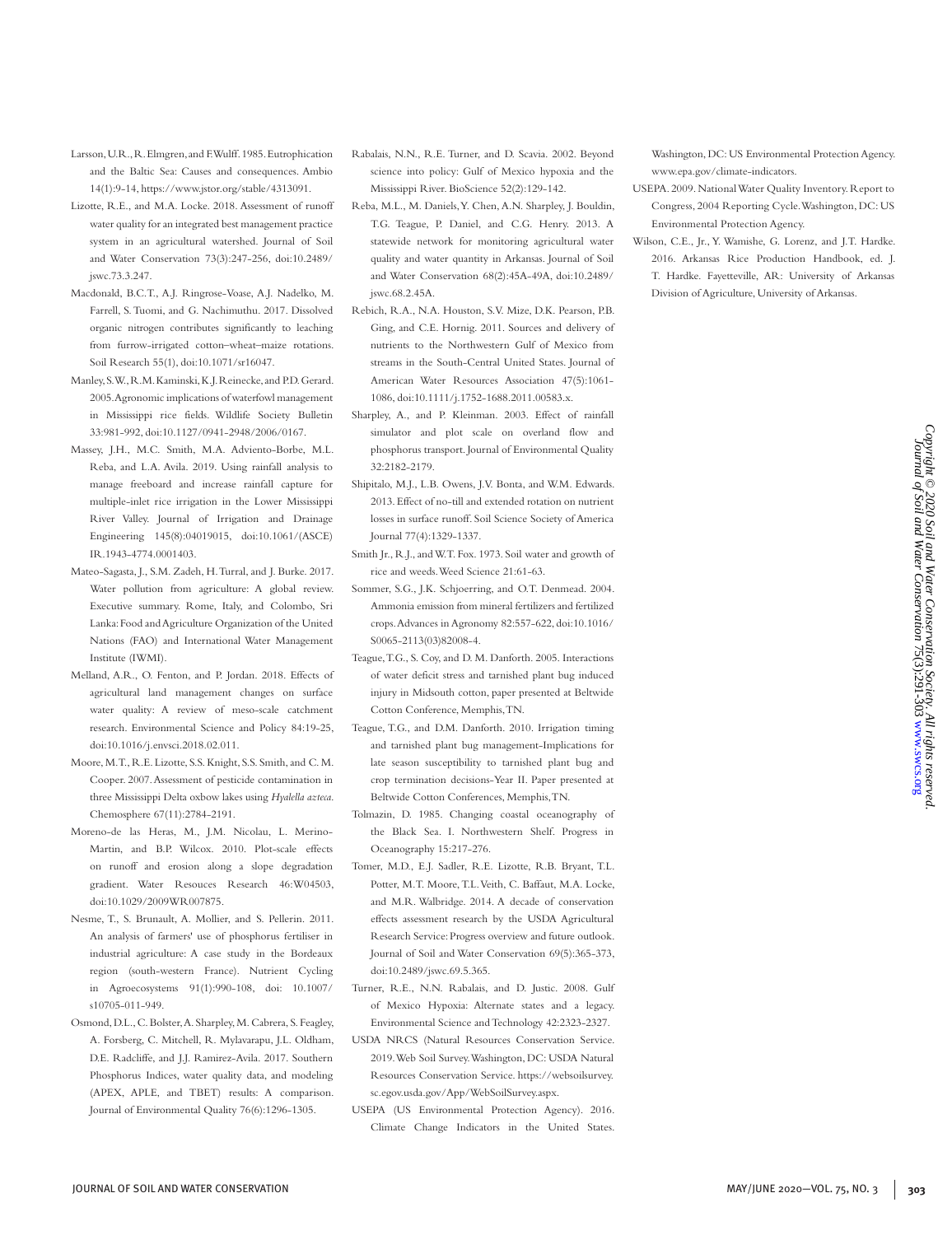Larsson, U.R., R. Elmgren, and F. Wulff. 1985. Eutrophication and the Baltic Sea: Causes and consequences. Ambio 14(1):9-14, https://www.jstor.org/stable/4313091.

Lizotte, R.E., and M.A. Locke. 2018. Assessment of runoff water quality for an integrated best management practice system in an agricultural watershed. Journal of Soil and Water Conservation 73(3):247-256, doi:10.2489/jswc.73.3.247.

Macdonald, B.C.T., A.J. Ringrose-Voase, A.J. Nadelko, M. Farrell, S. Tuomi, and G. Nachimuthu. 2017. Dissolved organic nitrogen contributes significantly to leaching from furrow-irrigated cotton–wheat–maize rotations. Soil Research 55(1), doi:10.1071/sr16047.

Manley, S.W., R.M. Kaminski, K.J. Reinecke, and P.D. Gerard. 2005. Agronomic implications of waterfowl management in Mississippi rice fields. Wildlife Society Bulletin 33:981-992, doi:10.1127/0941-2948/2006/0167.

Massey, J.H., M.C. Smith, M.A. Adviento-Borbe, M.L. Reba, and L.A. Avila. 2019. Using rainfall analysis to manage freeboard and increase rainfall capture for multiple-inlet rice irrigation in the Lower Mississippi River Valley. Journal of Irrigation and Drainage Engineering 145(8):04019015, doi:10.1061/(ASCE)IR.1943-4774.0001403.

Mateo-Sagasta, J., S.M. Zadeh, H. Turral, and J. Burke. 2017. Water pollution from agriculture: A global review. Executive summary. Rome, Italy, and Colombo, Sri Lanka: Food and Agriculture Organization of the United Nations (FAO) and International Water Management Institute (IWMI).

Melland, A.R., O. Fenton, and P. Jordan. 2018. Effects of agricultural land management changes on surface water quality: A review of meso-scale catchment research. Environmental Science and Policy 84:19-25, doi:10.1016/j.envsci.2018.02.011.

Moore, M.T., R.E. Lizotte, S.S. Knight, S.S. Smith, and C. M. Cooper. 2007. Assessment of pesticide contamination in three Mississippi Delta oxbow lakes using *Hyalella azteca*. Chemosphere 67(11):2784-2191.

Moreno-de las Heras, M., J.M. Nicolau, L. Merino-Martin, and B.P. Wilcox. 2010. Plot-scale effects on runoff and erosion along a slope degradation gradient. Water Resouces Research 46:W04503, doi:10.1029/2009WR007875.

Nesme, T., S. Brunault, A. Mollier, and S. Pellerin. 2011. An analysis of farmers' use of phosphorus fertiliser in industrial agriculture: A case study in the Bordeaux region (south-western France). Nutrient Cycling in Agroecosystems 91(1):990-108, doi: 10.1007/s10705-011-949.

Osmond, D.L., C. Bolster, A. Sharpley, M. Cabrera, S. Feagley, A. Forsberg, C. Mitchell, R. Mylavarapu, J.L. Oldham, D.E. Radcliffe, and J.J. Ramirez-Avila. 2017. Southern Phosphorus Indices, water quality data, and modeling (APEX, APLE, and TBET) results: A comparison. Journal of Environmental Quality 76(6):1296-1305.

Rabalais, N.N., R.E. Turner, and D. Scavia. 2002. Beyond science into policy: Gulf of Mexico hypoxia and the Mississippi River. BioScience 52(2):129-142.

Reba, M.L., M. Daniels, Y. Chen, A.N. Sharpley, J. Bouldin, T.G. Teague, P. Daniel, and C.G. Henry. 2013. A statewide network for monitoring agricultural water quality and water quantity in Arkansas. Journal of Soil and Water Conservation 68(2):45A-49A, doi:10.2489/jswc.68.2.45A.

Rebich, R.A., N.A. Houston, S.V. Mize, D.K. Pearson, P.B. Ging, and C.E. Hornig. 2011. Sources and delivery of nutrients to the Northwestern Gulf of Mexico from streams in the South-Central United States. Journal of American Water Resources Association 47(5):1061-1086, doi:10.1111/j.1752-1688.2011.00583.x.

Sharpley, A., and P. Kleinman. 2003. Effect of rainfall simulator and plot scale on overland flow and phosphorus transport. Journal of Environmental Quality 32:2182-2179.

Shipitalo, M.J., L.B. Owens, J.V. Bonta, and W.M. Edwards. 2013. Effect of no-till and extended rotation on nutrient losses in surface runoff. Soil Science Society of America Journal 77(4):1329-1337.

Smith Jr., R.J., and W.T. Fox. 1973. Soil water and growth of rice and weeds. Weed Science 21:61-63.

Sommer, S.G., J.K. Schjoerring, and O.T. Denmead. 2004. Ammonia emission from mineral fertilizers and fertilized crops. Advances in Agronomy 82:557-622, doi:10.1016/S0065-2113(03)82008-4.

Teague, T.G., S. Coy, and D. M. Danforth. 2005. Interactions of water deficit stress and tarnished plant bug induced injury in Midsouth cotton, paper presented at Beltwide Cotton Conference, Memphis, TN.

Teague, T.G., and D.M. Danforth. 2010. Irrigation timing and tarnished plant bug management-Implications for late season susceptibility to tarnished plant bug and crop termination decisions-Year II. Paper presented at Beltwide Cotton Conferences, Memphis, TN.

Tolmazin, D. 1985. Changing coastal oceanography of the Black Sea. I. Northwestern Shelf. Progress in Oceanography 15:217-276.

Tomer, M.D., E.J. Sadler, R.E. Lizotte, R.B. Bryant, T.L. Potter, M.T. Moore, T.L. Veith, C. Baffaut, M.A. Locke, and M.R. Walbridge. 2014. A decade of conservation effects assessment research by the USDA Agricultural Research Service: Progress overview and future outlook. Journal of Soil and Water Conservation 69(5):365-373, doi:10.2489/jswc.69.5.365.

Turner, R.E., N.N. Rabalais, and D. Justic. 2008. Gulf of Mexico Hypoxia: Alternate states and a legacy. Environmental Science and Technology 42:2323-2327.

USDA NRCS (Natural Resources Conservation Service. 2019. Web Soil Survey. Washington, DC: USDA Natural Resources Conservation Service. https://websoilsurvey.sc.egov.usda.gov/App/WebSoilSurvey.aspx.

USEPA (US Environmental Protection Agency). 2016. Climate Change Indicators in the United States. Washington, DC: US Environmental Protection Agency. www.epa.gov/climate-indicators.

USEPA. 2009. National Water Quality Inventory. Report to Congress, 2004 Reporting Cycle. Washington, DC: US Environmental Protection Agency.

Wilson, C.E., Jr., Y. Wamishe, G. Lorenz, and J.T. Hardke. 2016. Arkansas Rice Production Handbook, ed. J. T. Hardke. Fayetteville, AR: University of Arkansas Division of Agriculture, University of Arkansas.